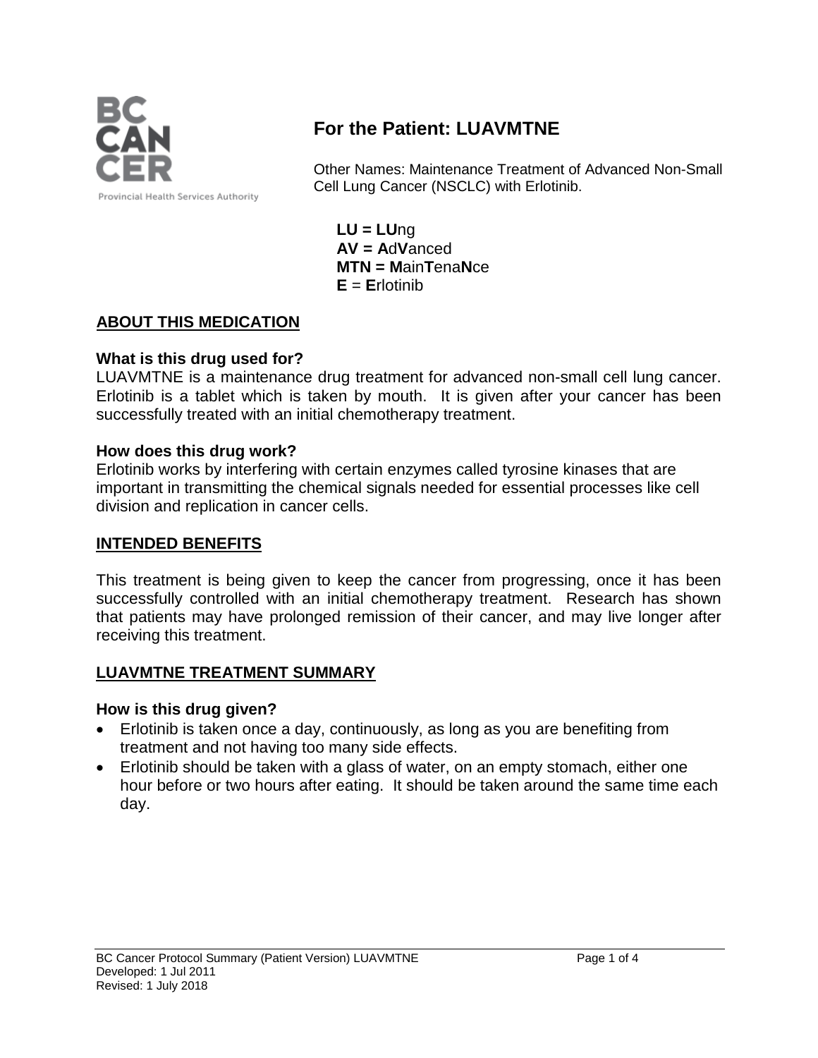# For the Patient: LUAVMTNE

Other Names: Maintenance Treatment of Advanced Non-Small Cell Lung Cancer (NSCLC) with Erlotinib.

**LU = LU**ng
**AV = A**d**V**anced
**MTN = M**ain**T**ena**N**ce
**E** = **E**rlotinib

## ABOUT THIS MEDICATION

### What is this drug used for?

LUAVMTNE is a maintenance drug treatment for advanced non-small cell lung cancer. Erlotinib is a tablet which is taken by mouth. It is given after your cancer has been successfully treated with an initial chemotherapy treatment.

### How does this drug work?

Erlotinib works by interfering with certain enzymes called tyrosine kinases that are important in transmitting the chemical signals needed for essential processes like cell division and replication in cancer cells.

## INTENDED BENEFITS

This treatment is being given to keep the cancer from progressing, once it has been successfully controlled with an initial chemotherapy treatment. Research has shown that patients may have prolonged remission of their cancer, and may live longer after receiving this treatment.

## LUAVMTNE TREATMENT SUMMARY

### How is this drug given?

- Erlotinib is taken once a day, continuously, as long as you are benefiting from treatment and not having too many side effects.
- Erlotinib should be taken with a glass of water, on an empty stomach, either one hour before or two hours after eating. It should be taken around the same time each day.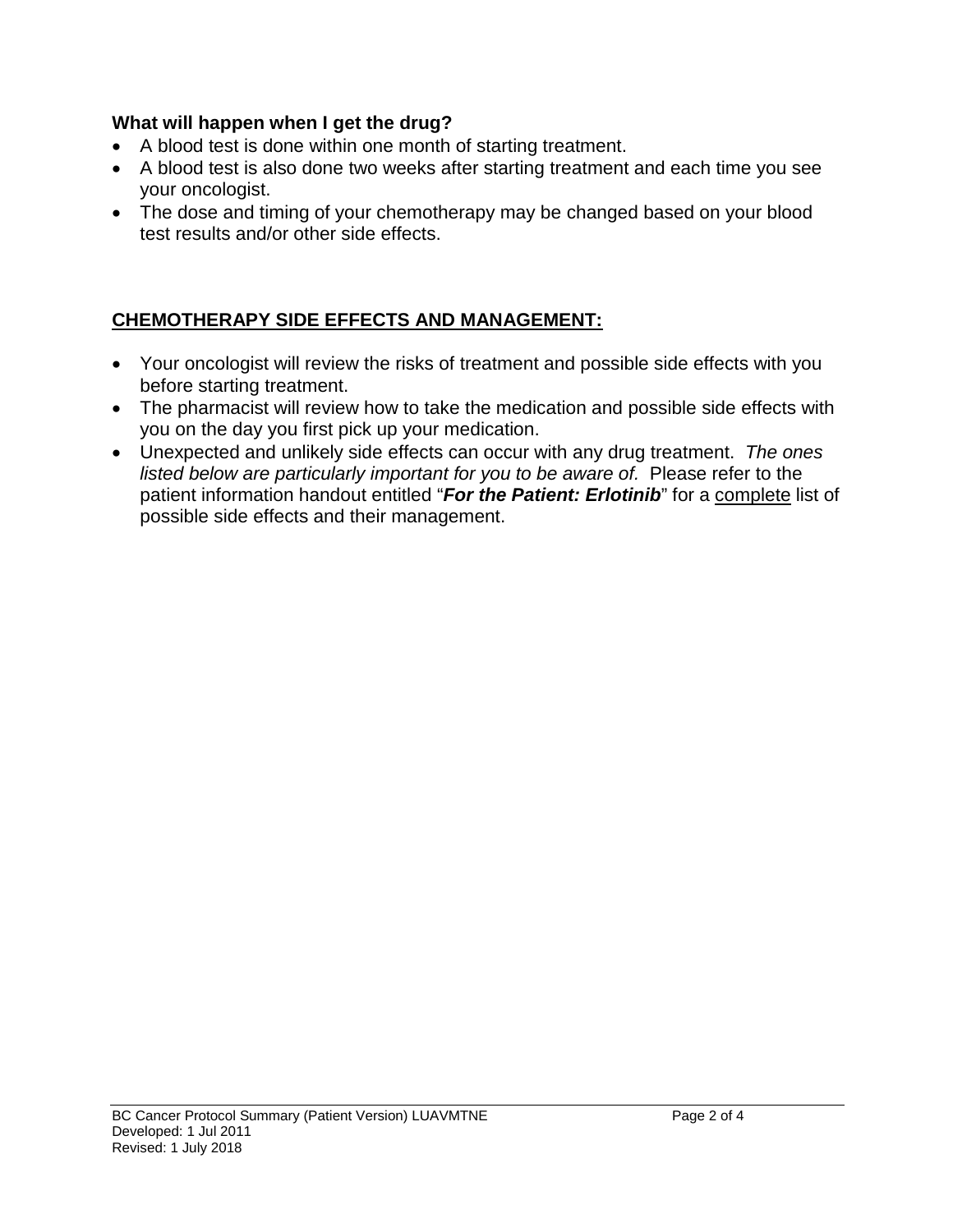**What will happen when I get the drug?**

- A blood test is done within one month of starting treatment.
- A blood test is also done two weeks after starting treatment and each time you see your oncologist.
- The dose and timing of your chemotherapy may be changed based on your blood test results and/or other side effects.

## CHEMOTHERAPY SIDE EFFECTS AND MANAGEMENT:

- Your oncologist will review the risks of treatment and possible side effects with you before starting treatment.
- The pharmacist will review how to take the medication and possible side effects with you on the day you first pick up your medication.
- Unexpected and unlikely side effects can occur with any drug treatment. *The ones listed below are particularly important for you to be aware of.* Please refer to the patient information handout entitled "***For the Patient: Erlotinib***" for a complete list of possible side effects and their management.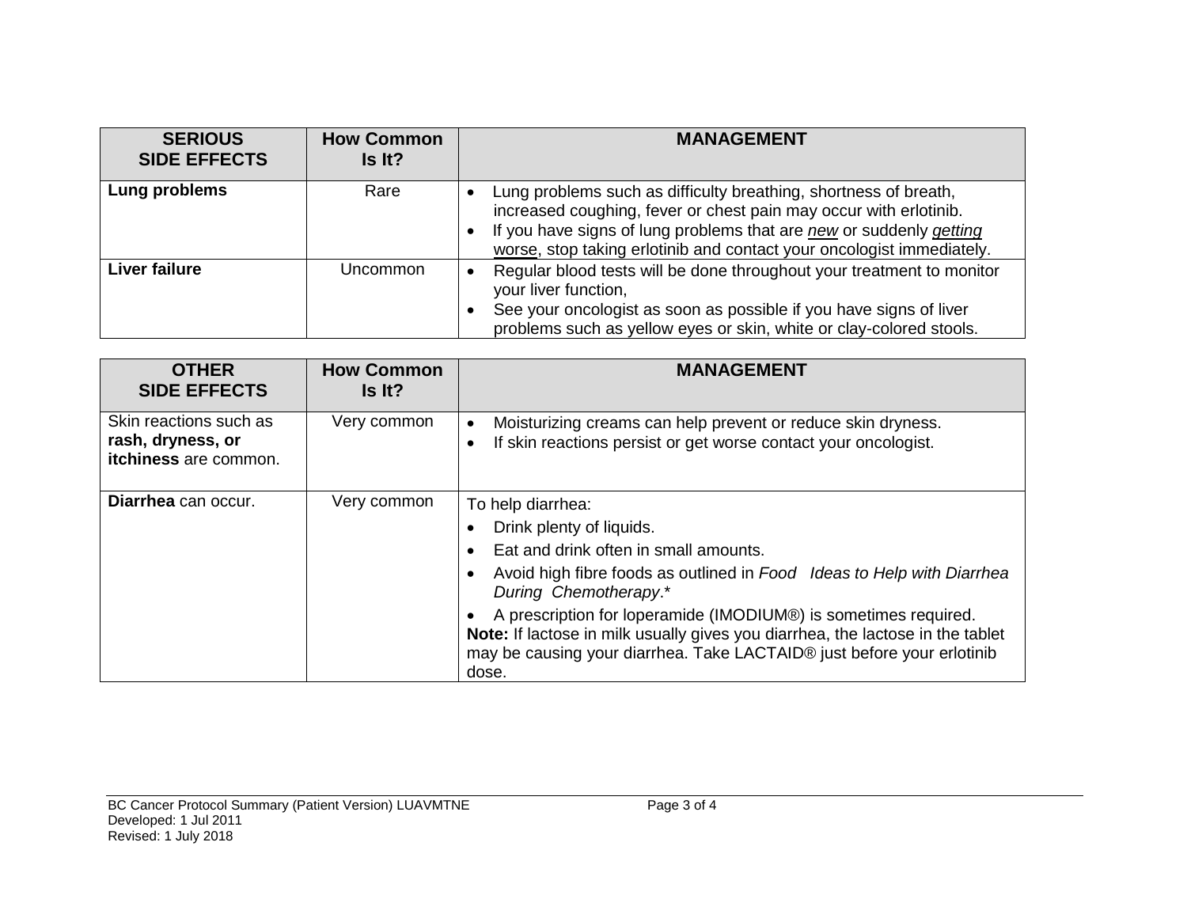| **SERIOUS SIDE EFFECTS** | **How Common Is It?** | **MANAGEMENT** |
|---|---|---|
| **Lung problems** | Rare | • Lung problems such as difficulty breathing, shortness of breath, increased coughing, fever or chest pain may occur with erlotinib.<br>• If you have signs of lung problems that are *new* or suddenly *getting worse*, stop taking erlotinib and contact your oncologist immediately. |
| **Liver failure** | Uncommon | • Regular blood tests will be done throughout your treatment to monitor your liver function,<br>• See your oncologist as soon as possible if you have signs of liver problems such as yellow eyes or skin, white or clay-colored stools. |

| **OTHER SIDE EFFECTS** | **How Common Is It?** | **MANAGEMENT** |
|---|---|---|
| Skin reactions such as **rash, dryness, or itchiness** are common. | Very common | • Moisturizing creams can help prevent or reduce skin dryness.<br>• If skin reactions persist or get worse contact your oncologist. |
| **Diarrhea** can occur. | Very common | To help diarrhea:<br>• Drink plenty of liquids.<br>• Eat and drink often in small amounts.<br>• Avoid high fibre foods as outlined in *Food Ideas to Help with Diarrhea During Chemotherapy*.*<br>• A prescription for loperamide (IMODIUM®) is sometimes required.<br>**Note:** If lactose in milk usually gives you diarrhea, the lactose in the tablet may be causing your diarrhea. Take LACTAID® just before your erlotinib dose. |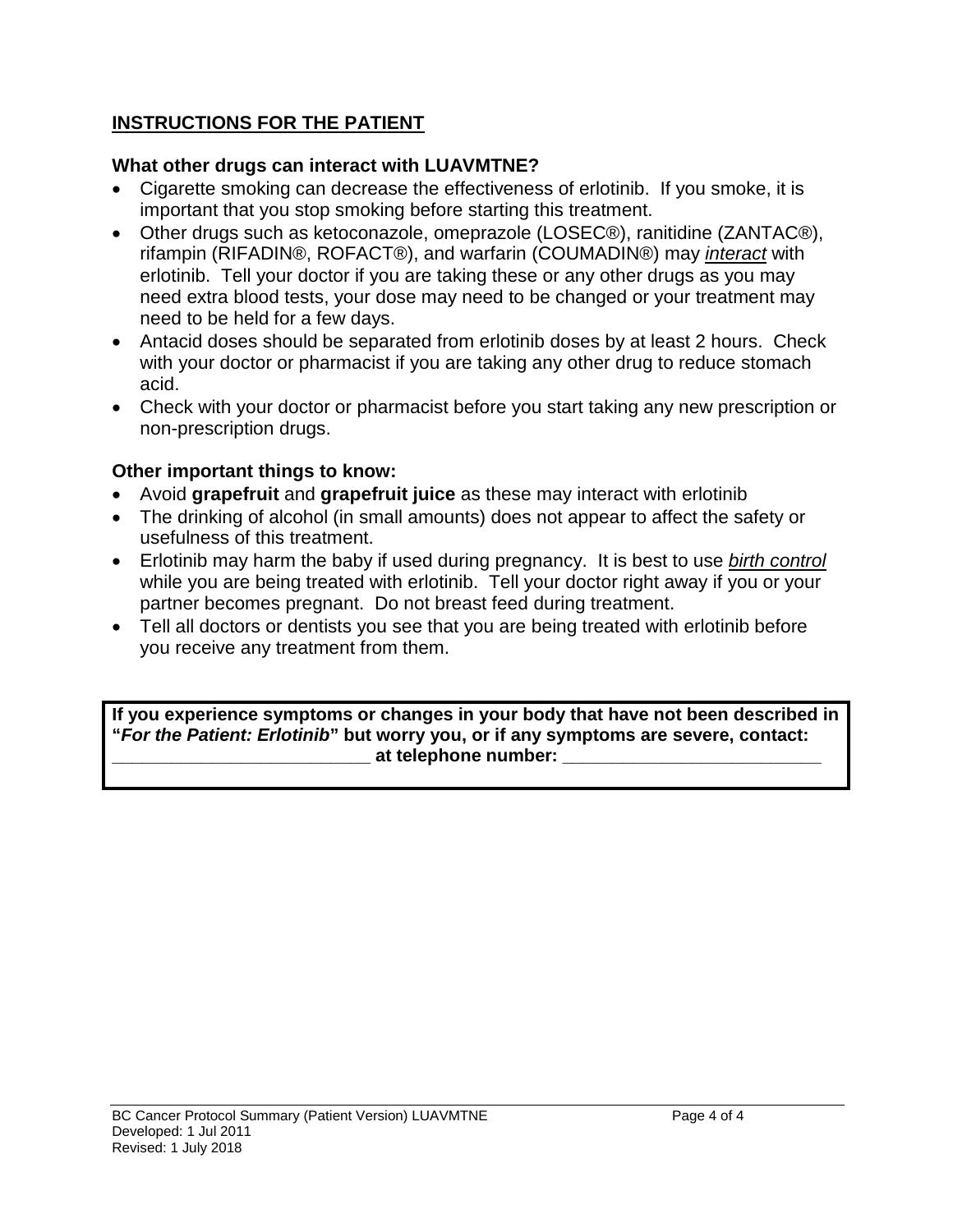## INSTRUCTIONS FOR THE PATIENT

### What other drugs can interact with LUAVMTNE?

- Cigarette smoking can decrease the effectiveness of erlotinib. If you smoke, it is important that you stop smoking before starting this treatment.
- Other drugs such as ketoconazole, omeprazole (LOSEC®), ranitidine (ZANTAC®), rifampin (RIFADIN®, ROFACT®), and warfarin (COUMADIN®) may *interact* with erlotinib. Tell your doctor if you are taking these or any other drugs as you may need extra blood tests, your dose may need to be changed or your treatment may need to be held for a few days.
- Antacid doses should be separated from erlotinib doses by at least 2 hours. Check with your doctor or pharmacist if you are taking any other drug to reduce stomach acid.
- Check with your doctor or pharmacist before you start taking any new prescription or non-prescription drugs.

### Other important things to know:

- Avoid **grapefruit** and **grapefruit juice** as these may interact with erlotinib
- The drinking of alcohol (in small amounts) does not appear to affect the safety or usefulness of this treatment.
- Erlotinib may harm the baby if used during pregnancy. It is best to use *birth control* while you are being treated with erlotinib. Tell your doctor right away if you or your partner becomes pregnant. Do not breast feed during treatment.
- Tell all doctors or dentists you see that you are being treated with erlotinib before you receive any treatment from them.

**If you experience symptoms or changes in your body that have not been described in "*For the Patient: Erlotinib*" but worry you, or if any symptoms are severe, contact: ___________________________ at telephone number: ___________________________**

BC Cancer Protocol Summary (Patient Version) LUAVMTNE
Developed: 1 Jul 2011
Revised: 1 July 2018